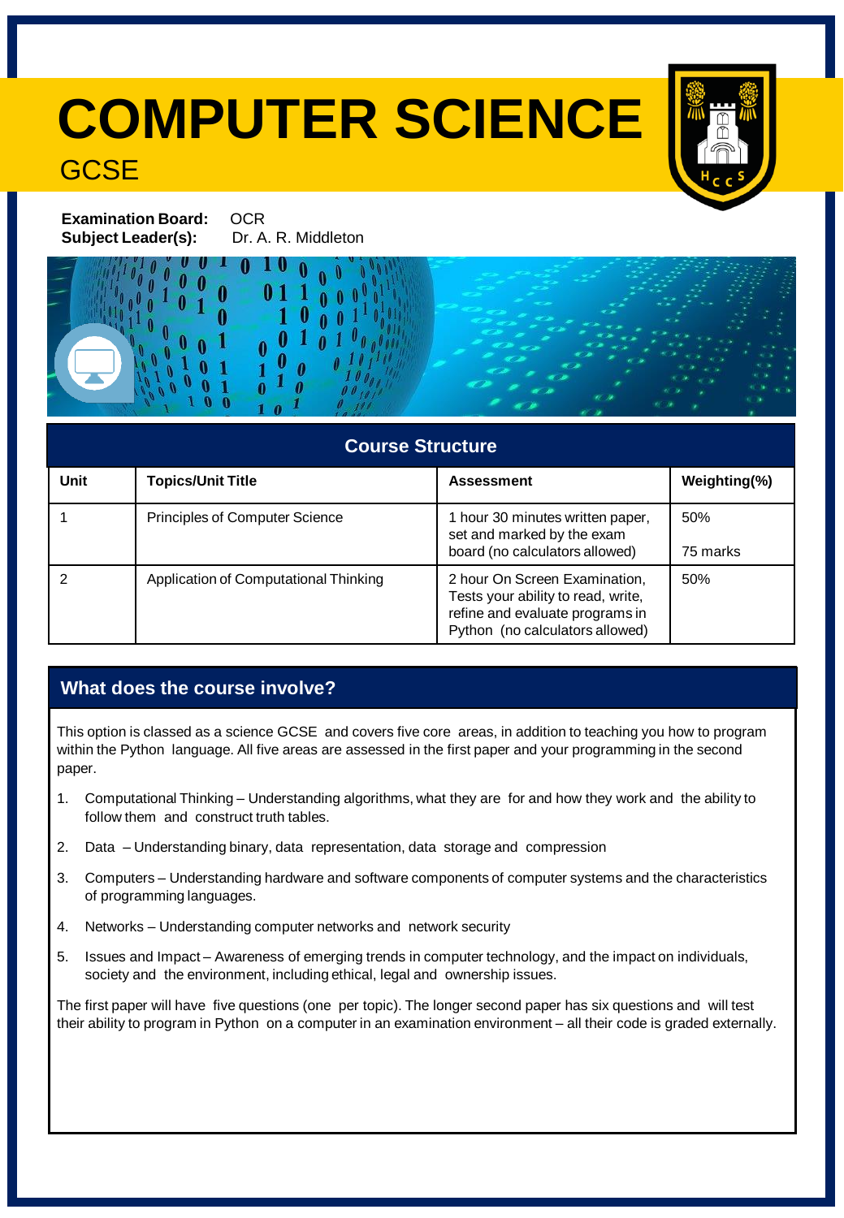# COMPUTER SCIENCE

## GCSE

**Examination Board:** OCR
**Subject Leader(s):** Dr. A. R. Middleton

## Course Structure

| Unit | Topics/Unit Title | Assessment | Weighting(%) |
| --- | --- | --- | --- |
| 1 | Principles of Computer Science | 1 hour 30 minutes written paper, set and marked by the exam board (no calculators allowed) | 50%<br><br>75 marks |
| 2 | Application of Computational Thinking | 2 hour On Screen Examination, Tests your ability to read, write, refine and evaluate programs in Python (no calculators allowed) | 50% |

## What does the course involve?

This option is classed as a science GCSE and covers five core areas, in addition to teaching you how to program within the Python language. All five areas are assessed in the first paper and your programming in the second paper.

1. Computational Thinking – Understanding algorithms, what they are for and how they work and the ability to follow them and construct truth tables.
2. Data – Understanding binary, data representation, data storage and compression
3. Computers – Understanding hardware and software components of computer systems and the characteristics of programming languages.
4. Networks – Understanding computer networks and network security
5. Issues and Impact – Awareness of emerging trends in computer technology, and the impact on individuals, society and the environment, including ethical, legal and ownership issues.

The first paper will have five questions (one per topic). The longer second paper has six questions and will test their ability to program in Python on a computer in an examination environment – all their code is graded externally.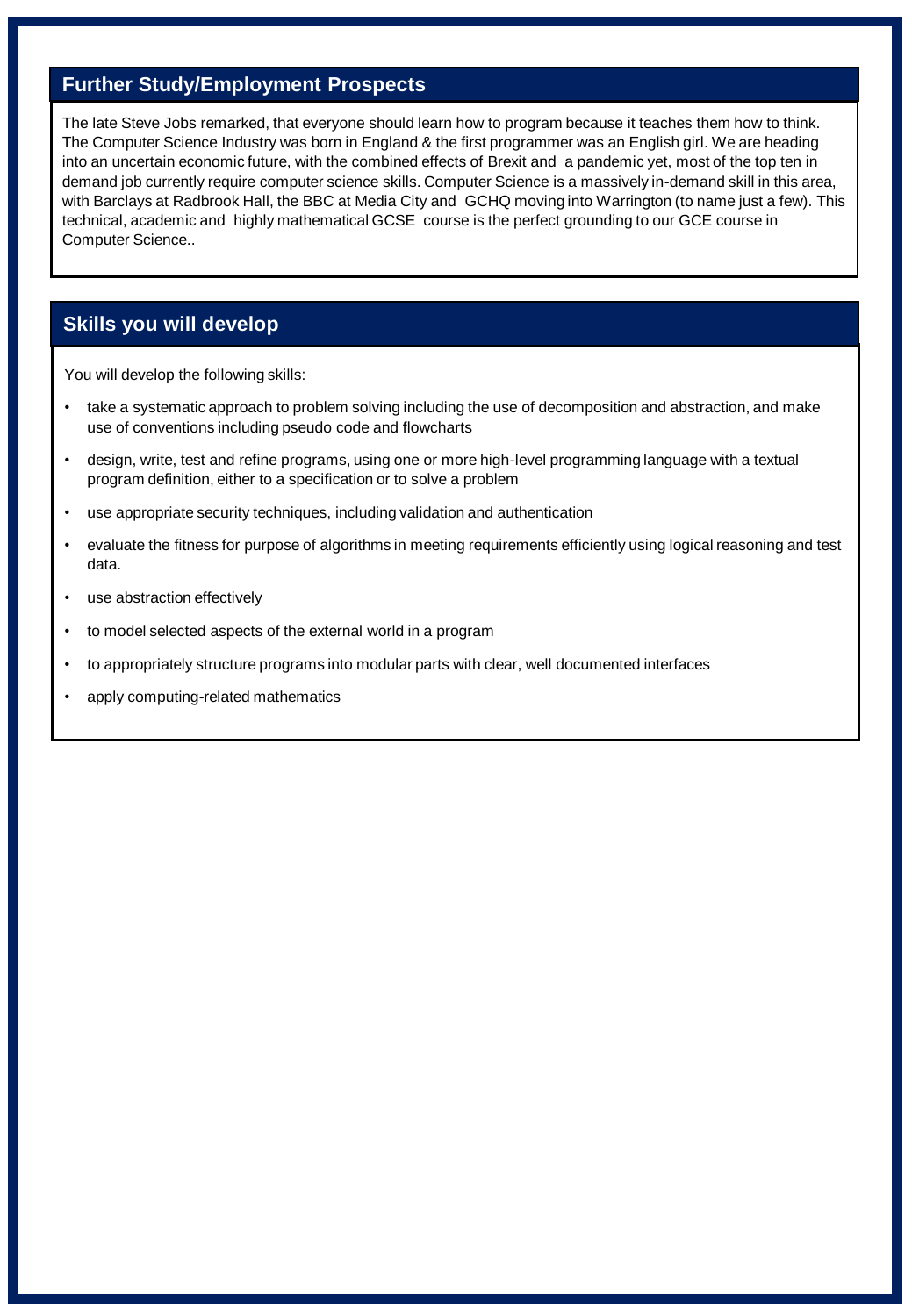## Further Study/Employment Prospects

The late Steve Jobs remarked, that everyone should learn how to program because it teaches them how to think. The Computer Science Industry was born in England & the first programmer was an English girl. We are heading into an uncertain economic future, with the combined effects of Brexit and a pandemic yet, most of the top ten in demand job currently require computer science skills. Computer Science is a massively in-demand skill in this area, with Barclays at Radbrook Hall, the BBC at Media City and GCHQ moving into Warrington (to name just a few). This technical, academic and highly mathematical GCSE course is the perfect grounding to our GCE course in Computer Science..

## Skills you will develop

You will develop the following skills:

- take a systematic approach to problem solving including the use of decomposition and abstraction, and make use of conventions including pseudo code and flowcharts
- design, write, test and refine programs, using one or more high-level programming language with a textual program definition, either to a specification or to solve a problem
- use appropriate security techniques, including validation and authentication
- evaluate the fitness for purpose of algorithms in meeting requirements efficiently using logical reasoning and test data.
- use abstraction effectively
- to model selected aspects of the external world in a program
- to appropriately structure programs into modular parts with clear, well documented interfaces
- apply computing-related mathematics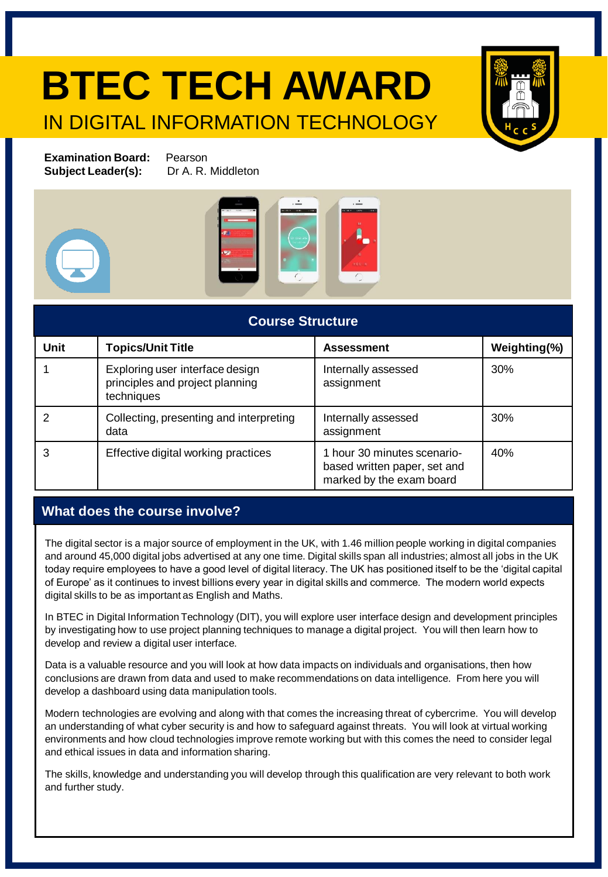# BTEC TECH AWARD

## IN DIGITAL INFORMATION TECHNOLOGY

**Examination Board:** Pearson
**Subject Leader(s):** Dr A. R. Middleton

## Course Structure

| Unit | Topics/Unit Title | Assessment | Weighting(%) |
|---|---|---|---|
| 1 | Exploring user interface design principles and project planning techniques | Internally assessed assignment | 30% |
| 2 | Collecting, presenting and interpreting data | Internally assessed assignment | 30% |
| 3 | Effective digital working practices | 1 hour 30 minutes scenario-based written paper, set and marked by the exam board | 40% |

## What does the course involve?

The digital sector is a major source of employment in the UK, with 1.46 million people working in digital companies and around 45,000 digital jobs advertised at any one time. Digital skills span all industries; almost all jobs in the UK today require employees to have a good level of digital literacy. The UK has positioned itself to be the 'digital capital of Europe' as it continues to invest billions every year in digital skills and commerce. The modern world expects digital skills to be as important as English and Maths.

In BTEC in Digital Information Technology (DIT), you will explore user interface design and development principles by investigating how to use project planning techniques to manage a digital project. You will then learn how to develop and review a digital user interface.

Data is a valuable resource and you will look at how data impacts on individuals and organisations, then how conclusions are drawn from data and used to make recommendations on data intelligence. From here you will develop a dashboard using data manipulation tools.

Modern technologies are evolving and along with that comes the increasing threat of cybercrime. You will develop an understanding of what cyber security is and how to safeguard against threats. You will look at virtual working environments and how cloud technologies improve remote working but with this comes the need to consider legal and ethical issues in data and information sharing.

The skills, knowledge and understanding you will develop through this qualification are very relevant to both work and further study.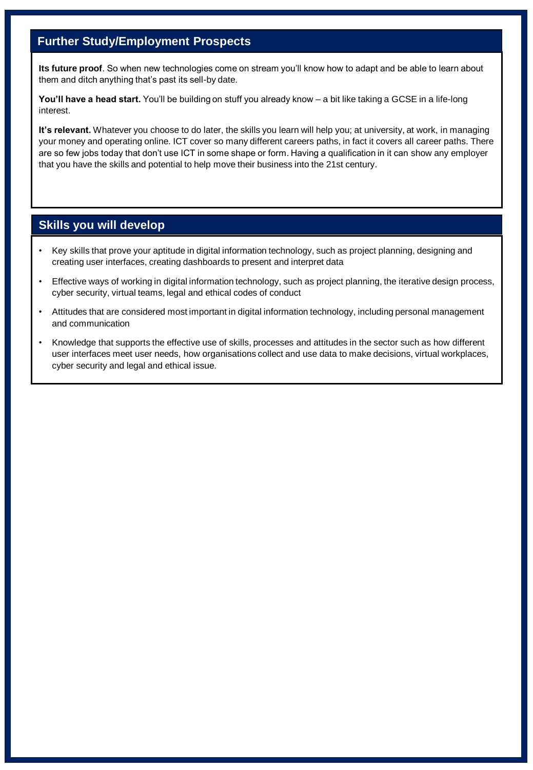## Further Study/Employment Prospects

**Its future proof**. So when new technologies come on stream you'll know how to adapt and be able to learn about them and ditch anything that's past its sell-by date.

**You'll have a head start.** You'll be building on stuff you already know – a bit like taking a GCSE in a life-long interest.

**It's relevant.** Whatever you choose to do later, the skills you learn will help you; at university, at work, in managing your money and operating online. ICT cover so many different careers paths, in fact it covers all career paths. There are so few jobs today that don't use ICT in some shape or form. Having a qualification in it can show any employer that you have the skills and potential to help move their business into the 21st century.

## Skills you will develop

- Key skills that prove your aptitude in digital information technology, such as project planning, designing and creating user interfaces, creating dashboards to present and interpret data
- Effective ways of working in digital information technology, such as project planning, the iterative design process, cyber security, virtual teams, legal and ethical codes of conduct
- Attitudes that are considered most important in digital information technology, including personal management and communication
- Knowledge that supports the effective use of skills, processes and attitudes in the sector such as how different user interfaces meet user needs, how organisations collect and use data to make decisions, virtual workplaces, cyber security and legal and ethical issue.